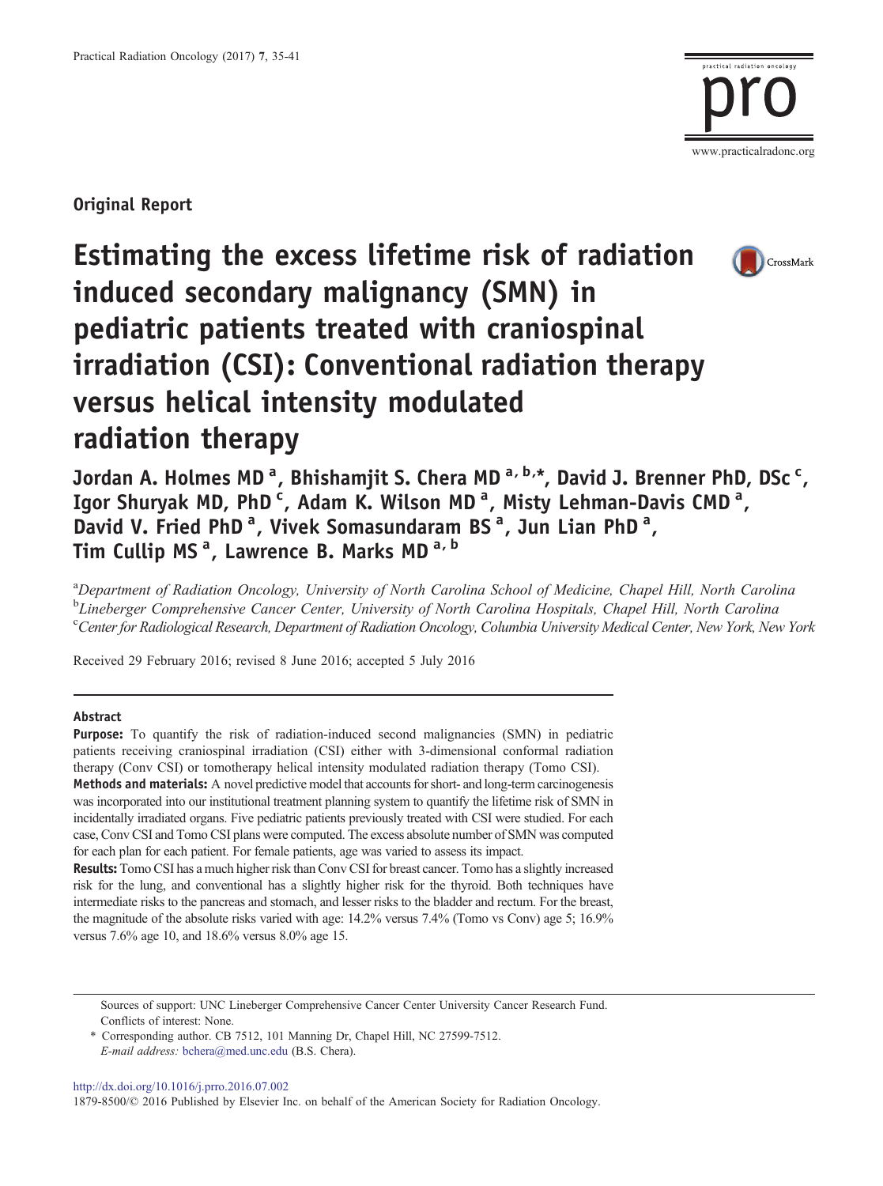Original Report

# Estimating the excess lifetime risk of radiation induced secondary malignancy (SMN) in pediatric patients treated with craniospinal irradiation (CSI): Conventional radiation therapy versus helical intensity modulated radiation therapy

**Jordan A. Holmes MD [a], Bhishamjit S. Chera MD [a, b,*], David J. Brenner PhD, DSc [c], Igor Shuryak MD, PhD [c], Adam K. Wilson MD [a], Misty Lehman-Davis CMD [a], David V. Fried PhD [a], Vivek Somasundaram BS [a], Jun Lian PhD [a], Tim Cullip MS [a], Lawrence B. Marks MD [a, b]**

[a] *Department of Radiation Oncology, University of North Carolina School of Medicine, Chapel Hill, North Carolina*
[b] *Lineberger Comprehensive Cancer Center, University of North Carolina Hospitals, Chapel Hill, North Carolina*
[c] *Center for Radiological Research, Department of Radiation Oncology, Columbia University Medical Center, New York, New York*

Received 29 February 2016; revised 8 June 2016; accepted 5 July 2016

## Abstract

**Purpose:** To quantify the risk of radiation-induced second malignancies (SMN) in pediatric patients receiving craniospinal irradiation (CSI) either with 3-dimensional conformal radiation therapy (Conv CSI) or tomotherapy helical intensity modulated radiation therapy (Tomo CSI).

**Methods and materials:** A novel predictive model that accounts for short- and long-term carcinogenesis was incorporated into our institutional treatment planning system to quantify the lifetime risk of SMN in incidentally irradiated organs. Five pediatric patients previously treated with CSI were studied. For each case, Conv CSI and Tomo CSI plans were computed. The excess absolute number of SMN was computed for each plan for each patient. For female patients, age was varied to assess its impact.

**Results:** Tomo CSI has a much higher risk than Conv CSI for breast cancer. Tomo has a slightly increased risk for the lung, and conventional has a slightly higher risk for the thyroid. Both techniques have intermediate risks to the pancreas and stomach, and lesser risks to the bladder and rectum. For the breast, the magnitude of the absolute risks varied with age: 14.2% versus 7.4% (Tomo vs Conv) age 5; 16.9% versus 7.6% age 10, and 18.6% versus 8.0% age 15.

---

Sources of support: UNC Lineberger Comprehensive Cancer Center University Cancer Research Fund.
Conflicts of interest: None.

\* Corresponding author. CB 7512, 101 Manning Dr, Chapel Hill, NC 27599-7512.
*E-mail address:* bchera@med.unc.edu (B.S. Chera).

http://dx.doi.org/10.1016/j.prro.2016.07.002
1879-8500/© 2016 Published by Elsevier Inc. on behalf of the American Society for Radiation Oncology.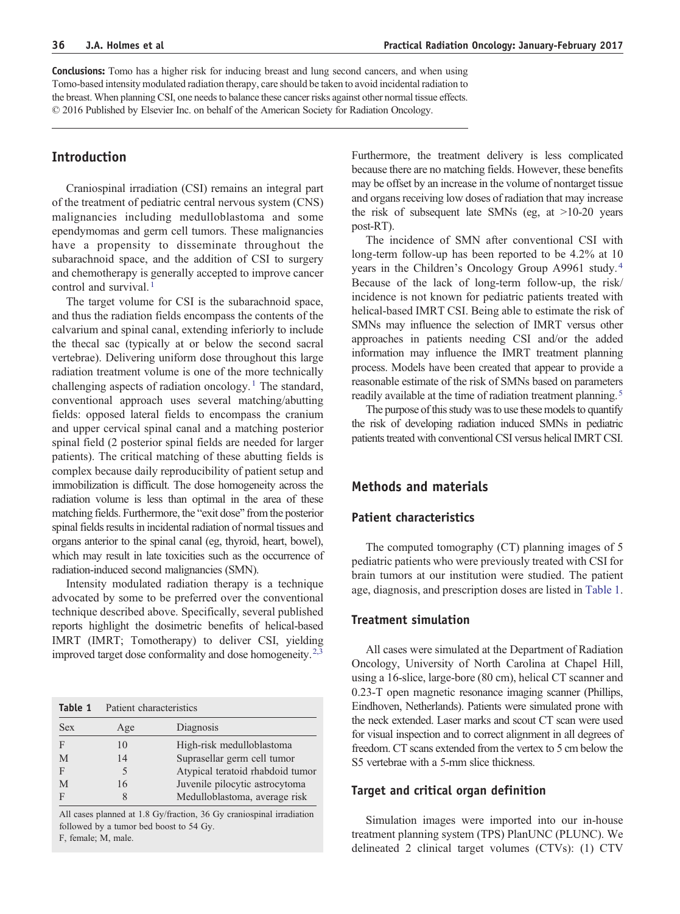**Conclusions:** Tomo has a higher risk for inducing breast and lung second cancers, and when using Tomo-based intensity modulated radiation therapy, care should be taken to avoid incidental radiation to the breast. When planning CSI, one needs to balance these cancer risks against other normal tissue effects.
© 2016 Published by Elsevier Inc. on behalf of the American Society for Radiation Oncology.

## Introduction

Craniospinal irradiation (CSI) remains an integral part of the treatment of pediatric central nervous system (CNS) malignancies including medulloblastoma and some ependymomas and germ cell tumors. These malignancies have a propensity to disseminate throughout the subarachnoid space, and the addition of CSI to surgery and chemotherapy is generally accepted to improve cancer control and survival.[1]

The target volume for CSI is the subarachnoid space, and thus the radiation fields encompass the contents of the calvarium and spinal canal, extending inferiorly to include the thecal sac (typically at or below the second sacral vertebrae). Delivering uniform dose throughout this large radiation treatment volume is one of the more technically challenging aspects of radiation oncology.[1] The standard, conventional approach uses several matching/abutting fields: opposed lateral fields to encompass the cranium and upper cervical spinal canal and a matching posterior spinal field (2 posterior spinal fields are needed for larger patients). The critical matching of these abutting fields is complex because daily reproducibility of patient setup and immobilization is difficult. The dose homogeneity across the radiation volume is less than optimal in the area of these matching fields. Furthermore, the "exit dose" from the posterior spinal fields results in incidental radiation of normal tissues and organs anterior to the spinal canal (eg, thyroid, heart, bowel), which may result in late toxicities such as the occurrence of radiation-induced second malignancies (SMN).

Intensity modulated radiation therapy is a technique advocated by some to be preferred over the conventional technique described above. Specifically, several published reports highlight the dosimetric benefits of helical-based IMRT (IMRT; Tomotherapy) to deliver CSI, yielding improved target dose conformality and dose homogeneity.[2,3]

**Table 1** Patient characteristics

| Sex | Age | Diagnosis |
|---|---|---|
| F | 10 | High-risk medulloblastoma |
| M | 14 | Suprasellar germ cell tumor |
| F | 5 | Atypical teratoid rhabdoid tumor |
| M | 16 | Juvenile pilocytic astrocytoma |
| F | 8 | Medulloblastoma, average risk |

All cases planned at 1.8 Gy/fraction, 36 Gy craniospinal irradiation followed by a tumor bed boost to 54 Gy.
F, female; M, male.

Furthermore, the treatment delivery is less complicated because there are no matching fields. However, these benefits may be offset by an increase in the volume of nontarget tissue and organs receiving low doses of radiation that may increase the risk of subsequent late SMNs (eg, at >10-20 years post-RT).

The incidence of SMN after conventional CSI with long-term follow-up has been reported to be 4.2% at 10 years in the Children's Oncology Group A9961 study.[4] Because of the lack of long-term follow-up, the risk/incidence is not known for pediatric patients treated with helical-based IMRT CSI. Being able to estimate the risk of SMNs may influence the selection of IMRT versus other approaches in patients needing CSI and/or the added information may influence the IMRT treatment planning process. Models have been created that appear to provide a reasonable estimate of the risk of SMNs based on parameters readily available at the time of radiation treatment planning.[5]

The purpose of this study was to use these models to quantify the risk of developing radiation induced SMNs in pediatric patients treated with conventional CSI versus helical IMRT CSI.

## Methods and materials

### Patient characteristics

The computed tomography (CT) planning images of 5 pediatric patients who were previously treated with CSI for brain tumors at our institution were studied. The patient age, diagnosis, and prescription doses are listed in Table 1.

### Treatment simulation

All cases were simulated at the Department of Radiation Oncology, University of North Carolina at Chapel Hill, using a 16-slice, large-bore (80 cm), helical CT scanner and 0.23-T open magnetic resonance imaging scanner (Phillips, Eindhoven, Netherlands). Patients were simulated prone with the neck extended. Laser marks and scout CT scan were used for visual inspection and to correct alignment in all degrees of freedom. CT scans extended from the vertex to 5 cm below the S5 vertebrae with a 5-mm slice thickness.

### Target and critical organ definition

Simulation images were imported into our in-house treatment planning system (TPS) PlanUNC (PLUNC). We delineated 2 clinical target volumes (CTVs): (1) CTV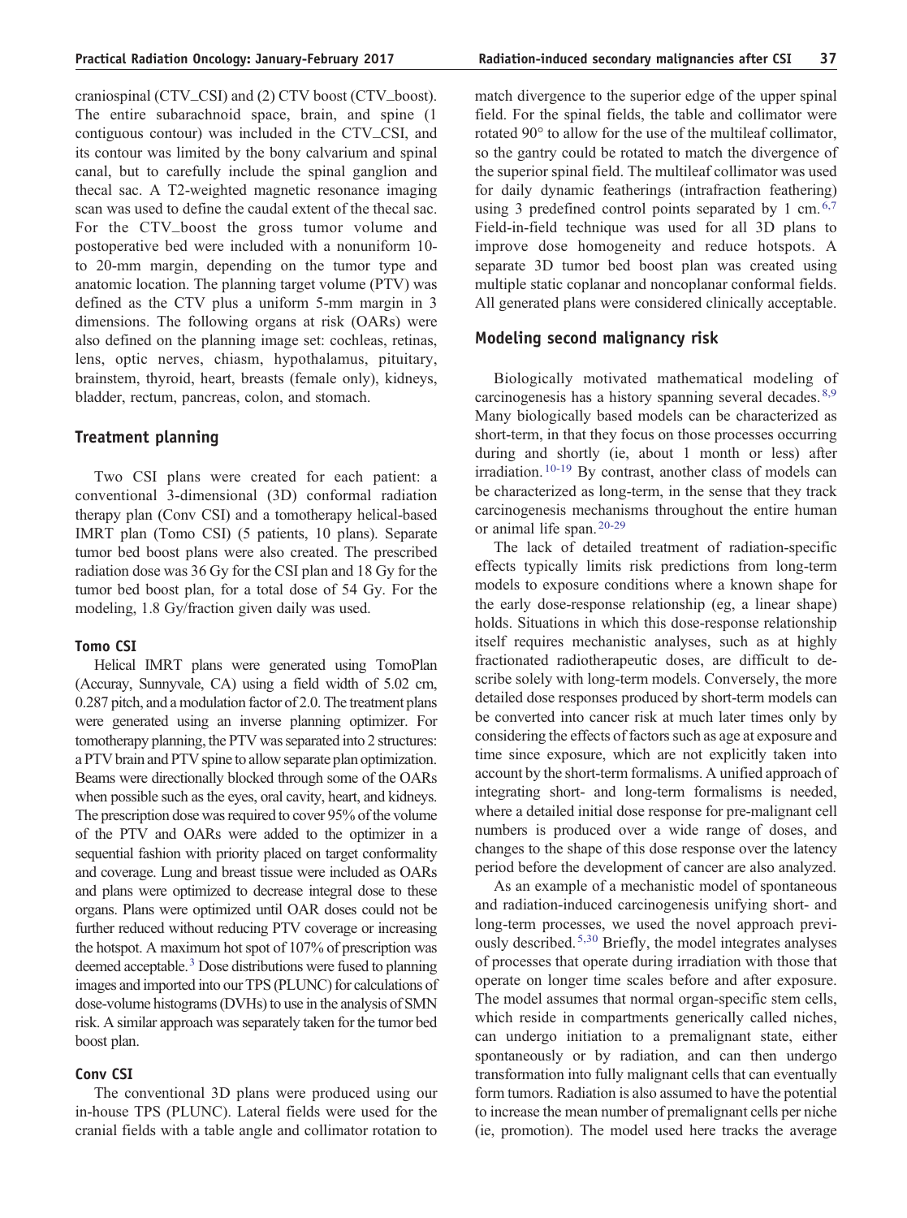craniospinal (CTV_CSI) and (2) CTV boost (CTV_boost). The entire subarachnoid space, brain, and spine (1 contiguous contour) was included in the CTV_CSI, and its contour was limited by the bony calvarium and spinal canal, but to carefully include the spinal ganglion and thecal sac. A T2-weighted magnetic resonance imaging scan was used to define the caudal extent of the thecal sac. For the CTV_boost the gross tumor volume and postoperative bed were included with a nonuniform 10- to 20-mm margin, depending on the tumor type and anatomic location. The planning target volume (PTV) was defined as the CTV plus a uniform 5-mm margin in 3 dimensions. The following organs at risk (OARs) were also defined on the planning image set: cochleas, retinas, lens, optic nerves, chiasm, hypothalamus, pituitary, brainstem, thyroid, heart, breasts (female only), kidneys, bladder, rectum, pancreas, colon, and stomach.

## Treatment planning

Two CSI plans were created for each patient: a conventional 3-dimensional (3D) conformal radiation therapy plan (Conv CSI) and a tomotherapy helical-based IMRT plan (Tomo CSI) (5 patients, 10 plans). Separate tumor bed boost plans were also created. The prescribed radiation dose was 36 Gy for the CSI plan and 18 Gy for the tumor bed boost plan, for a total dose of 54 Gy. For the modeling, 1.8 Gy/fraction given daily was used.

### Tomo CSI

Helical IMRT plans were generated using TomoPlan (Accuray, Sunnyvale, CA) using a field width of 5.02 cm, 0.287 pitch, and a modulation factor of 2.0. The treatment plans were generated using an inverse planning optimizer. For tomotherapy planning, the PTV was separated into 2 structures: a PTV brain and PTV spine to allow separate plan optimization. Beams were directionally blocked through some of the OARs when possible such as the eyes, oral cavity, heart, and kidneys. The prescription dose was required to cover 95% of the volume of the PTV and OARs were added to the optimizer in a sequential fashion with priority placed on target conformality and coverage. Lung and breast tissue were included as OARs and plans were optimized to decrease integral dose to these organs. Plans were optimized until OAR doses could not be further reduced without reducing PTV coverage or increasing the hotspot. A maximum hot spot of 107% of prescription was deemed acceptable.[3] Dose distributions were fused to planning images and imported into our TPS (PLUNC) for calculations of dose-volume histograms (DVHs) to use in the analysis of SMN risk. A similar approach was separately taken for the tumor bed boost plan.

### Conv CSI

The conventional 3D plans were produced using our in-house TPS (PLUNC). Lateral fields were used for the cranial fields with a table angle and collimator rotation to match divergence to the superior edge of the upper spinal field. For the spinal fields, the table and collimator were rotated 90° to allow for the use of the multileaf collimator, so the gantry could be rotated to match the divergence of the superior spinal field. The multileaf collimator was used for daily dynamic featherings (intrafraction feathering) using 3 predefined control points separated by 1 cm.[6,7] Field-in-field technique was used for all 3D plans to improve dose homogeneity and reduce hotspots. A separate 3D tumor bed boost plan was created using multiple static coplanar and noncoplanar conformal fields. All generated plans were considered clinically acceptable.

## Modeling second malignancy risk

Biologically motivated mathematical modeling of carcinogenesis has a history spanning several decades.[8,9] Many biologically based models can be characterized as short-term, in that they focus on those processes occurring during and shortly (ie, about 1 month or less) after irradiation.[10-19] By contrast, another class of models can be characterized as long-term, in the sense that they track carcinogenesis mechanisms throughout the entire human or animal life span.[20-29]

The lack of detailed treatment of radiation-specific effects typically limits risk predictions from long-term models to exposure conditions where a known shape for the early dose-response relationship (eg, a linear shape) holds. Situations in which this dose-response relationship itself requires mechanistic analyses, such as at highly fractionated radiotherapeutic doses, are difficult to describe solely with long-term models. Conversely, the more detailed dose responses produced by short-term models can be converted into cancer risk at much later times only by considering the effects of factors such as age at exposure and time since exposure, which are not explicitly taken into account by the short-term formalisms. A unified approach of integrating short- and long-term formalisms is needed, where a detailed initial dose response for pre-malignant cell numbers is produced over a wide range of doses, and changes to the shape of this dose response over the latency period before the development of cancer are also analyzed.

As an example of a mechanistic model of spontaneous and radiation-induced carcinogenesis unifying short- and long-term processes, we used the novel approach previously described.[5,30] Briefly, the model integrates analyses of processes that operate during irradiation with those that operate on longer time scales before and after exposure. The model assumes that normal organ-specific stem cells, which reside in compartments generically called niches, can undergo initiation to a premalignant state, either spontaneously or by radiation, and can then undergo transformation into fully malignant cells that can eventually form tumors. Radiation is also assumed to have the potential to increase the mean number of premalignant cells per niche (ie, promotion). The model used here tracks the average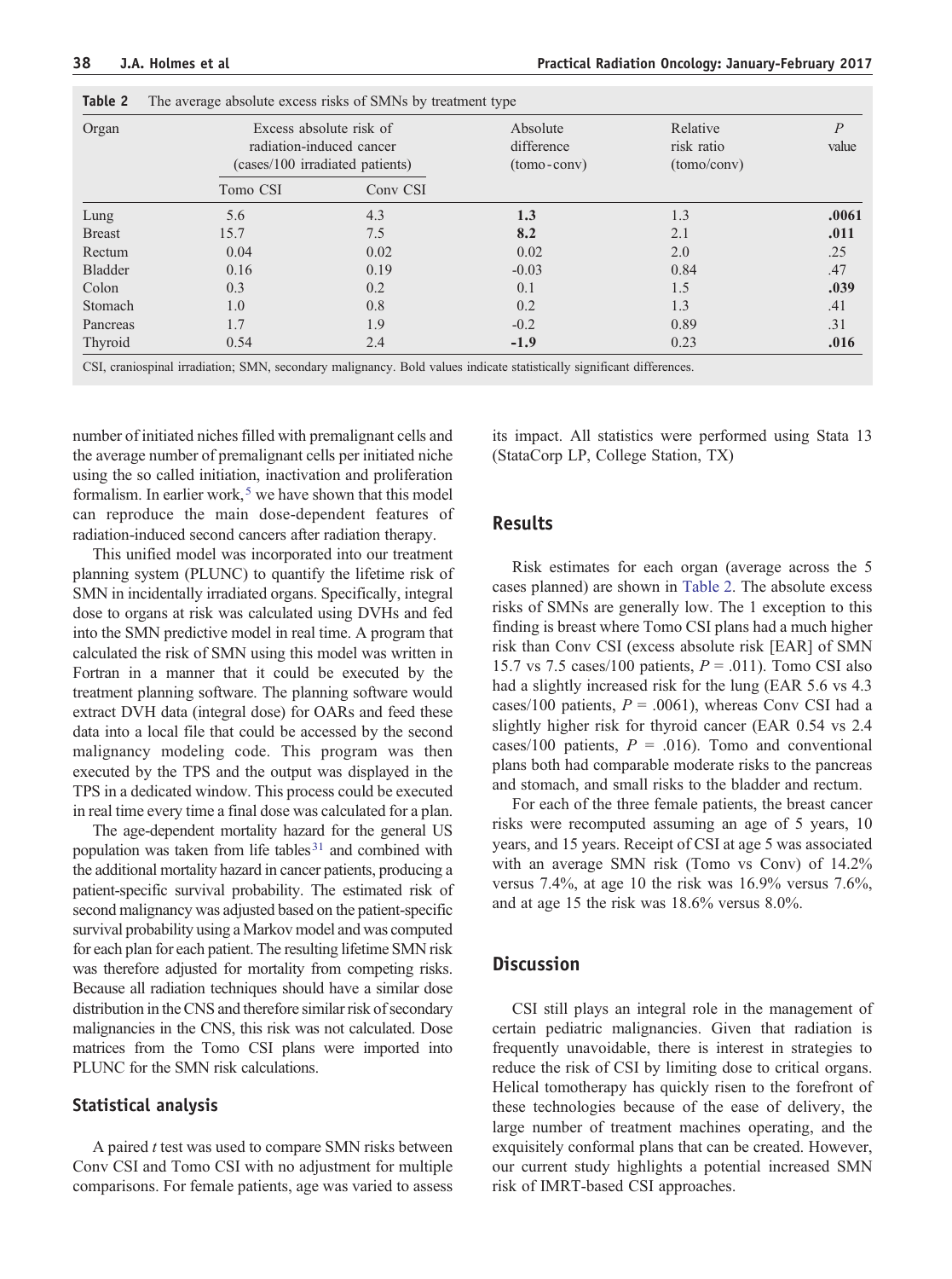**Table 2** The average absolute excess risks of SMNs by treatment type

| Organ | Excess absolute risk of radiation-induced cancer (cases/100 irradiated patients) | | Absolute difference (tomo-conv) | Relative risk ratio (tomo/conv) | *P* value |
|---|---|---|---|---|---|
| | Tomo CSI | Conv CSI | | | |
| Lung | 5.6 | 4.3 | **1.3** | 1.3 | **.0061** |
| Breast | 15.7 | 7.5 | **8.2** | 2.1 | **.011** |
| Rectum | 0.04 | 0.02 | 0.02 | 2.0 | .25 |
| Bladder | 0.16 | 0.19 | -0.03 | 0.84 | .47 |
| Colon | 0.3 | 0.2 | 0.1 | 1.5 | **.039** |
| Stomach | 1.0 | 0.8 | 0.2 | 1.3 | .41 |
| Pancreas | 1.7 | 1.9 | -0.2 | 0.89 | .31 |
| Thyroid | 0.54 | 2.4 | **-1.9** | 0.23 | **.016** |

CSI, craniospinal irradiation; SMN, secondary malignancy. Bold values indicate statistically significant differences.

number of initiated niches filled with premalignant cells and the average number of premalignant cells per initiated niche using the so called initiation, inactivation and proliferation formalism. In earlier work,[5] we have shown that this model can reproduce the main dose-dependent features of radiation-induced second cancers after radiation therapy.

This unified model was incorporated into our treatment planning system (PLUNC) to quantify the lifetime risk of SMN in incidentally irradiated organs. Specifically, integral dose to organs at risk was calculated using DVHs and fed into the SMN predictive model in real time. A program that calculated the risk of SMN using this model was written in Fortran in a manner that it could be executed by the treatment planning software. The planning software would extract DVH data (integral dose) for OARs and feed these data into a local file that could be accessed by the second malignancy modeling code. This program was then executed by the TPS and the output was displayed in the TPS in a dedicated window. This process could be executed in real time every time a final dose was calculated for a plan.

The age-dependent mortality hazard for the general US population was taken from life tables[31] and combined with the additional mortality hazard in cancer patients, producing a patient-specific survival probability. The estimated risk of second malignancy was adjusted based on the patient-specific survival probability using a Markov model and was computed for each plan for each patient. The resulting lifetime SMN risk was therefore adjusted for mortality from competing risks. Because all radiation techniques should have a similar dose distribution in the CNS and therefore similar risk of secondary malignancies in the CNS, this risk was not calculated. Dose matrices from the Tomo CSI plans were imported into PLUNC for the SMN risk calculations.

### Statistical analysis

A paired *t* test was used to compare SMN risks between Conv CSI and Tomo CSI with no adjustment for multiple comparisons. For female patients, age was varied to assess its impact. All statistics were performed using Stata 13 (StataCorp LP, College Station, TX)

## Results

Risk estimates for each organ (average across the 5 cases planned) are shown in Table 2. The absolute excess risks of SMNs are generally low. The 1 exception to this finding is breast where Tomo CSI plans had a much higher risk than Conv CSI (excess absolute risk [EAR] of SMN 15.7 vs 7.5 cases/100 patients, $P = .011$). Tomo CSI also had a slightly increased risk for the lung (EAR 5.6 vs 4.3 cases/100 patients, $P = .0061$), whereas Conv CSI had a slightly higher risk for thyroid cancer (EAR 0.54 vs 2.4 cases/100 patients, $P = .016$). Tomo and conventional plans both had comparable moderate risks to the pancreas and stomach, and small risks to the bladder and rectum.

For each of the three female patients, the breast cancer risks were recomputed assuming an age of 5 years, 10 years, and 15 years. Receipt of CSI at age 5 was associated with an average SMN risk (Tomo vs Conv) of 14.2% versus 7.4%, at age 10 the risk was 16.9% versus 7.6%, and at age 15 the risk was 18.6% versus 8.0%.

## Discussion

CSI still plays an integral role in the management of certain pediatric malignancies. Given that radiation is frequently unavoidable, there is interest in strategies to reduce the risk of CSI by limiting dose to critical organs. Helical tomotherapy has quickly risen to the forefront of these technologies because of the ease of delivery, the large number of treatment machines operating, and the exquisitely conformal plans that can be created. However, our current study highlights a potential increased SMN risk of IMRT-based CSI approaches.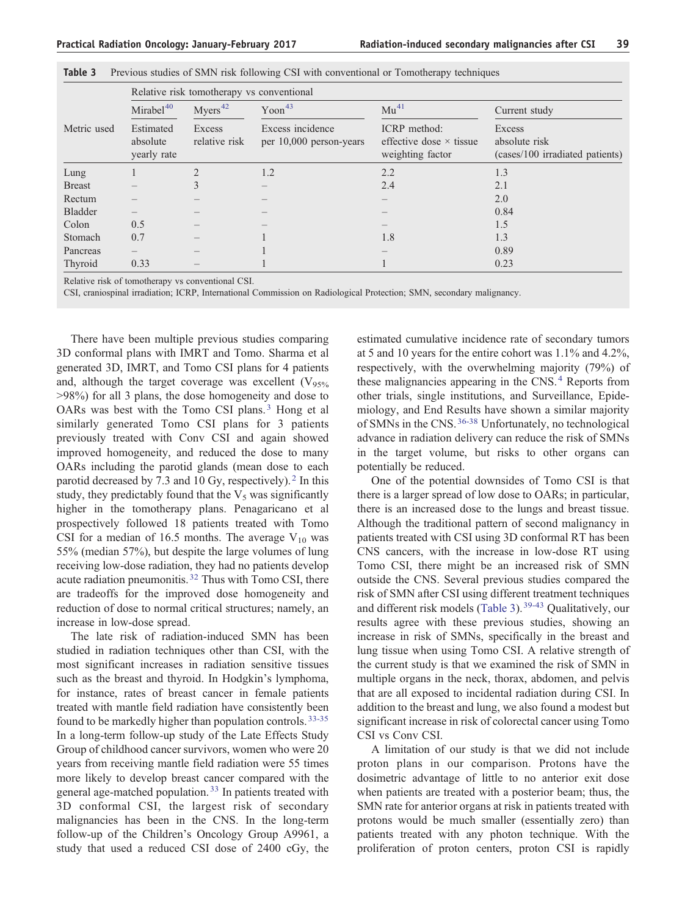**Table 3** Previous studies of SMN risk following CSI with conventional or Tomotherapy techniques

| | Relative risk tomotherapy vs conventional | | | | |
|---|---|---|---|---|---|
| | Mirabel[40] | Myers[42] | Yoon[43] | Mu[41] | Current study |
| Metric used | Estimated absolute yearly rate | Excess relative risk | Excess incidence per 10,000 person-years | ICRP method: effective dose × tissue weighting factor | Excess absolute risk (cases/100 irradiated patients) |
| Lung | 1 | 2 | 1.2 | 2.2 | 1.3 |
| Breast | – | 3 | – | 2.4 | 2.1 |
| Rectum | – | – | – | – | 2.0 |
| Bladder | – | – | – | – | 0.84 |
| Colon | 0.5 | – | – | – | 1.5 |
| Stomach | 0.7 | – | 1 | 1.8 | 1.3 |
| Pancreas | – | – | 1 | – | 0.89 |
| Thyroid | 0.33 | – | 1 | 1 | 0.23 |

Relative risk of tomotherapy vs conventional CSI.

CSI, craniospinal irradiation; ICRP, International Commission on Radiological Protection; SMN, secondary malignancy.

There have been multiple previous studies comparing 3D conformal plans with IMRT and Tomo. Sharma et al generated 3D, IMRT, and Tomo CSI plans for 4 patients and, although the target coverage was excellent ($V_{95\%}$ >98%) for all 3 plans, the dose homogeneity and dose to OARs was best with the Tomo CSI plans.[3] Hong et al similarly generated Tomo CSI plans for 3 patients previously treated with Conv CSI and again showed improved homogeneity, and reduced the dose to many OARs including the parotid glands (mean dose to each parotid decreased by 7.3 and 10 Gy, respectively).[2] In this study, they predictably found that the $V_5$ was significantly higher in the tomotherapy plans. Penagaricano et al prospectively followed 18 patients treated with Tomo CSI for a median of 16.5 months. The average $V_{10}$ was 55% (median 57%), but despite the large volumes of lung receiving low-dose radiation, they had no patients develop acute radiation pneumonitis.[32] Thus with Tomo CSI, there are tradeoffs for the improved dose homogeneity and reduction of dose to normal critical structures; namely, an increase in low-dose spread.

The late risk of radiation-induced SMN has been studied in radiation techniques other than CSI, with the most significant increases in radiation sensitive tissues such as the breast and thyroid. In Hodgkin's lymphoma, for instance, rates of breast cancer in female patients treated with mantle field radiation have consistently been found to be markedly higher than population controls.[33-35] In a long-term follow-up study of the Late Effects Study Group of childhood cancer survivors, women who were 20 years from receiving mantle field radiation were 55 times more likely to develop breast cancer compared with the general age-matched population.[33] In patients treated with 3D conformal CSI, the largest risk of secondary malignancies has been in the CNS. In the long-term follow-up of the Children's Oncology Group A9961, a study that used a reduced CSI dose of 2400 cGy, the estimated cumulative incidence rate of secondary tumors at 5 and 10 years for the entire cohort was 1.1% and 4.2%, respectively, with the overwhelming majority (79%) of these malignancies appearing in the CNS.[4] Reports from other trials, single institutions, and Surveillance, Epidemiology, and End Results have shown a similar majority of SMNs in the CNS.[36-38] Unfortunately, no technological advance in radiation delivery can reduce the risk of SMNs in the target volume, but risks to other organs can potentially be reduced.

One of the potential downsides of Tomo CSI is that there is a larger spread of low dose to OARs; in particular, there is an increased dose to the lungs and breast tissue. Although the traditional pattern of second malignancy in patients treated with CSI using 3D conformal RT has been CNS cancers, with the increase in low-dose RT using Tomo CSI, there might be an increased risk of SMN outside the CNS. Several previous studies compared the risk of SMN after CSI using different treatment techniques and different risk models (Table 3).[39-43] Qualitatively, our results agree with these previous studies, showing an increase in risk of SMNs, specifically in the breast and lung tissue when using Tomo CSI. A relative strength of the current study is that we examined the risk of SMN in multiple organs in the neck, thorax, abdomen, and pelvis that are all exposed to incidental radiation during CSI. In addition to the breast and lung, we also found a modest but significant increase in risk of colorectal cancer using Tomo CSI vs Conv CSI.

A limitation of our study is that we did not include proton plans in our comparison. Protons have the dosimetric advantage of little to no anterior exit dose when patients are treated with a posterior beam; thus, the SMN rate for anterior organs at risk in patients treated with protons would be much smaller (essentially zero) than patients treated with any photon technique. With the proliferation of proton centers, proton CSI is rapidly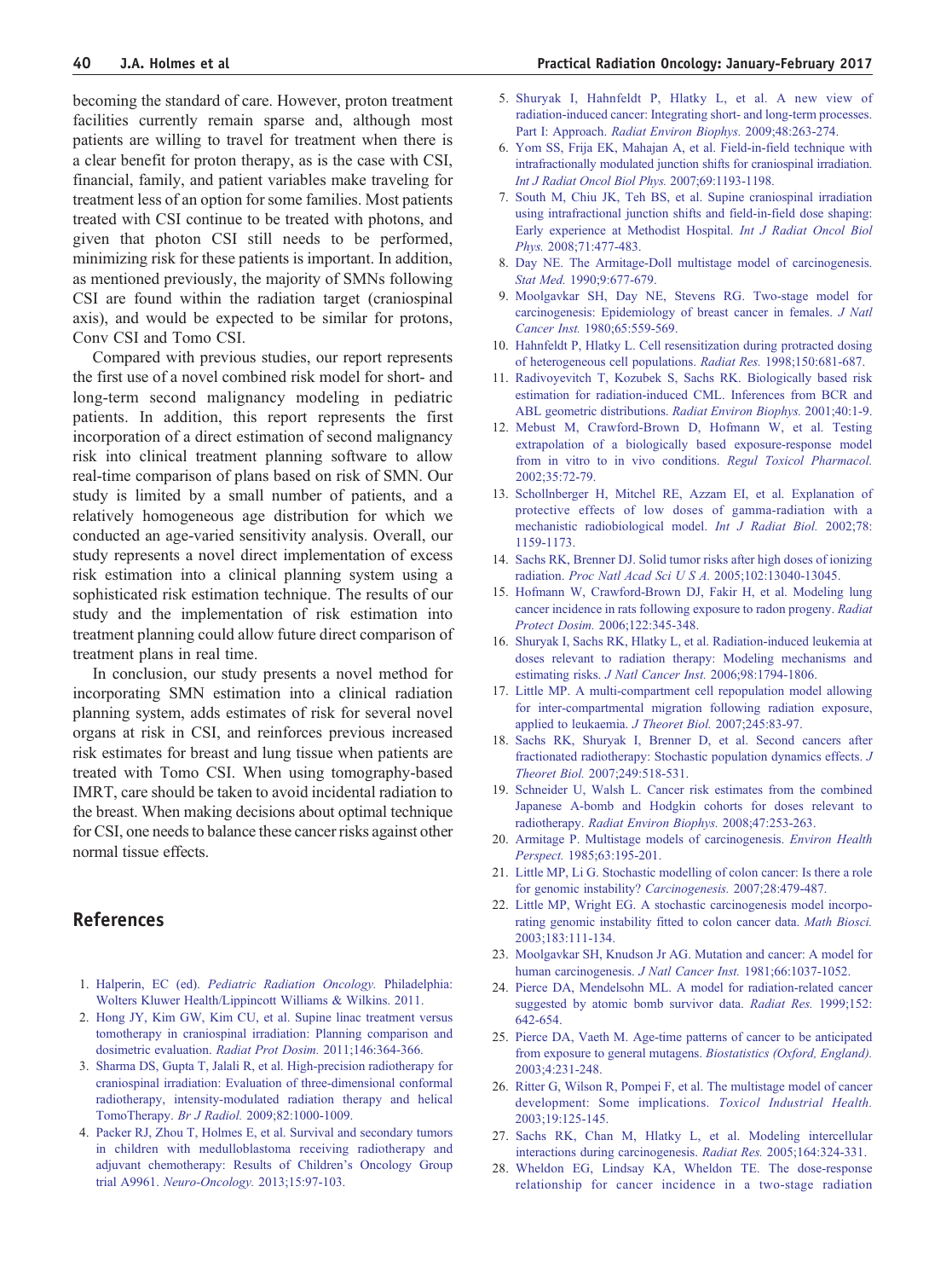becoming the standard of care. However, proton treatment facilities currently remain sparse and, although most patients are willing to travel for treatment when there is a clear benefit for proton therapy, as is the case with CSI, financial, family, and patient variables make traveling for treatment less of an option for some families. Most patients treated with CSI continue to be treated with photons, and given that photon CSI still needs to be performed, minimizing risk for these patients is important. In addition, as mentioned previously, the majority of SMNs following CSI are found within the radiation target (craniospinal axis), and would be expected to be similar for protons, Conv CSI and Tomo CSI.

Compared with previous studies, our report represents the first use of a novel combined risk model for short- and long-term second malignancy modeling in pediatric patients. In addition, this report represents the first incorporation of a direct estimation of second malignancy risk into clinical treatment planning software to allow real-time comparison of plans based on risk of SMN. Our study is limited by a small number of patients, and a relatively homogeneous age distribution for which we conducted an age-varied sensitivity analysis. Overall, our study represents a novel direct implementation of excess risk estimation into a clinical planning system using a sophisticated risk estimation technique. The results of our study and the implementation of risk estimation into treatment planning could allow future direct comparison of treatment plans in real time.

In conclusion, our study presents a novel method for incorporating SMN estimation into a clinical radiation planning system, adds estimates of risk for several novel organs at risk in CSI, and reinforces previous increased risk estimates for breast and lung tissue when patients are treated with Tomo CSI. When using tomography-based IMRT, care should be taken to avoid incidental radiation to the breast. When making decisions about optimal technique for CSI, one needs to balance these cancer risks against other normal tissue effects.

## References

1. Halperin, EC (ed). *Pediatric Radiation Oncology.* Philadelphia: Wolters Kluwer Health/Lippincott Williams & Wilkins. 2011.
2. Hong JY, Kim GW, Kim CU, et al. Supine linac treatment versus tomotherapy in craniospinal irradiation: Planning comparison and dosimetric evaluation. *Radiat Prot Dosim.* 2011;146:364-366.
3. Sharma DS, Gupta T, Jalali R, et al. High-precision radiotherapy for craniospinal irradiation: Evaluation of three-dimensional conformal radiotherapy, intensity-modulated radiation therapy and helical TomoTherapy. *Br J Radiol.* 2009;82:1000-1009.
4. Packer RJ, Zhou T, Holmes E, et al. Survival and secondary tumors in children with medulloblastoma receiving radiotherapy and adjuvant chemotherapy: Results of Children's Oncology Group trial A9961. *Neuro-Oncology.* 2013;15:97-103.
5. Shuryak I, Hahnfeldt P, Hlatky L, et al. A new view of radiation-induced cancer: Integrating short- and long-term processes. Part I: Approach. *Radiat Environ Biophys.* 2009;48:263-274.
6. Yom SS, Frija EK, Mahajan A, et al. Field-in-field technique with intrafractionally modulated junction shifts for craniospinal irradiation. *Int J Radiat Oncol Biol Phys.* 2007;69:1193-1198.
7. South M, Chiu JK, Teh BS, et al. Supine craniospinal irradiation using intrafractional junction shifts and field-in-field dose shaping: Early experience at Methodist Hospital. *Int J Radiat Oncol Biol Phys.* 2008;71:477-483.
8. Day NE. The Armitage-Doll multistage model of carcinogenesis. *Stat Med.* 1990;9:677-679.
9. Moolgavkar SH, Day NE, Stevens RG. Two-stage model for carcinogenesis: Epidemiology of breast cancer in females. *J Natl Cancer Inst.* 1980;65:559-569.
10. Hahnfeldt P, Hlatky L. Cell resensitization during protracted dosing of heterogeneous cell populations. *Radiat Res.* 1998;150:681-687.
11. Radivoyevitch T, Kozubek S, Sachs RK. Biologically based risk estimation for radiation-induced CML. Inferences from BCR and ABL geometric distributions. *Radiat Environ Biophys.* 2001;40:1-9.
12. Mebust M, Crawford-Brown D, Hofmann W, et al. Testing extrapolation of a biologically based exposure-response model from in vitro to in vivo conditions. *Regul Toxicol Pharmacol.* 2002;35:72-79.
13. Schollnberger H, Mitchel RE, Azzam EI, et al. Explanation of protective effects of low doses of gamma-radiation with a mechanistic radiobiological model. *Int J Radiat Biol.* 2002;78:1159-1173.
14. Sachs RK, Brenner DJ. Solid tumor risks after high doses of ionizing radiation. *Proc Natl Acad Sci U S A.* 2005;102:13040-13045.
15. Hofmann W, Crawford-Brown DJ, Fakir H, et al. Modeling lung cancer incidence in rats following exposure to radon progeny. *Radiat Protect Dosim.* 2006;122:345-348.
16. Shuryak I, Sachs RK, Hlatky L, et al. Radiation-induced leukemia at doses relevant to radiation therapy: Modeling mechanisms and estimating risks. *J Natl Cancer Inst.* 2006;98:1794-1806.
17. Little MP. A multi-compartment cell repopulation model allowing for inter-compartmental migration following radiation exposure, applied to leukaemia. *J Theoret Biol.* 2007;245:83-97.
18. Sachs RK, Shuryak I, Brenner D, et al. Second cancers after fractionated radiotherapy: Stochastic population dynamics effects. *J Theoret Biol.* 2007;249:518-531.
19. Schneider U, Walsh L. Cancer risk estimates from the combined Japanese A-bomb and Hodgkin cohorts for doses relevant to radiotherapy. *Radiat Environ Biophys.* 2008;47:253-263.
20. Armitage P. Multistage models of carcinogenesis. *Environ Health Perspect.* 1985;63:195-201.
21. Little MP, Li G. Stochastic modelling of colon cancer: Is there a role for genomic instability? *Carcinogenesis.* 2007;28:479-487.
22. Little MP, Wright EG. A stochastic carcinogenesis model incorporating genomic instability fitted to colon cancer data. *Math Biosci.* 2003;183:111-134.
23. Moolgavkar SH, Knudson Jr AG. Mutation and cancer: A model for human carcinogenesis. *J Natl Cancer Inst.* 1981;66:1037-1052.
24. Pierce DA, Mendelsohn ML. A model for radiation-related cancer suggested by atomic bomb survivor data. *Radiat Res.* 1999;152:642-654.
25. Pierce DA, Vaeth M. Age-time patterns of cancer to be anticipated from exposure to general mutagens. *Biostatistics (Oxford, England).* 2003;4:231-248.
26. Ritter G, Wilson R, Pompei F, et al. The multistage model of cancer development: Some implications. *Toxicol Industrial Health.* 2003;19:125-145.
27. Sachs RK, Chan M, Hlatky L, et al. Modeling intercellular interactions during carcinogenesis. *Radiat Res.* 2005;164:324-331.
28. Wheldon EG, Lindsay KA, Wheldon TE. The dose-response relationship for cancer incidence in a two-stage radiation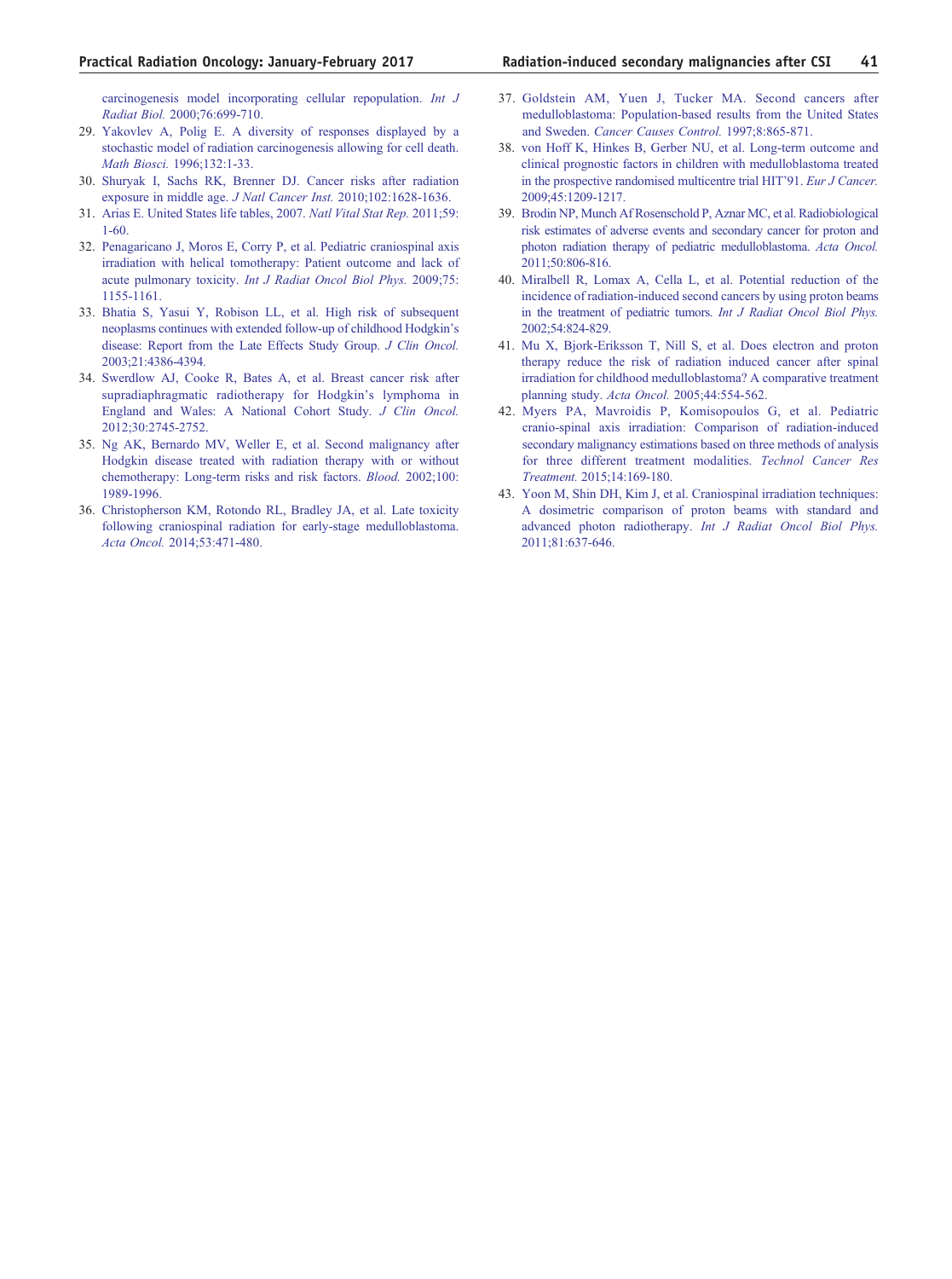carcinogenesis model incorporating cellular repopulation. *Int J Radiat Biol.* 2000;76:699-710.

29. Yakovlev A, Polig E. A diversity of responses displayed by a stochastic model of radiation carcinogenesis allowing for cell death. *Math Biosci.* 1996;132:1-33.
30. Shuryak I, Sachs RK, Brenner DJ. Cancer risks after radiation exposure in middle age. *J Natl Cancer Inst.* 2010;102:1628-1636.
31. Arias E. United States life tables, 2007. *Natl Vital Stat Rep.* 2011;59:1-60.
32. Penagaricano J, Moros E, Corry P, et al. Pediatric craniospinal axis irradiation with helical tomotherapy: Patient outcome and lack of acute pulmonary toxicity. *Int J Radiat Oncol Biol Phys.* 2009;75:1155-1161.
33. Bhatia S, Yasui Y, Robison LL, et al. High risk of subsequent neoplasms continues with extended follow-up of childhood Hodgkin's disease: Report from the Late Effects Study Group. *J Clin Oncol.* 2003;21:4386-4394.
34. Swerdlow AJ, Cooke R, Bates A, et al. Breast cancer risk after supradiaphragmatic radiotherapy for Hodgkin's lymphoma in England and Wales: A National Cohort Study. *J Clin Oncol.* 2012;30:2745-2752.
35. Ng AK, Bernardo MV, Weller E, et al. Second malignancy after Hodgkin disease treated with radiation therapy with or without chemotherapy: Long-term risks and risk factors. *Blood.* 2002;100:1989-1996.
36. Christopherson KM, Rotondo RL, Bradley JA, et al. Late toxicity following craniospinal radiation for early-stage medulloblastoma. *Acta Oncol.* 2014;53:471-480.
37. Goldstein AM, Yuen J, Tucker MA. Second cancers after medulloblastoma: Population-based results from the United States and Sweden. *Cancer Causes Control.* 1997;8:865-871.
38. von Hoff K, Hinkes B, Gerber NU, et al. Long-term outcome and clinical prognostic factors in children with medulloblastoma treated in the prospective randomised multicentre trial HIT'91. *Eur J Cancer.* 2009;45:1209-1217.
39. Brodin NP, Munch Af Rosenschold P, Aznar MC, et al. Radiobiological risk estimates of adverse events and secondary cancer for proton and photon radiation therapy of pediatric medulloblastoma. *Acta Oncol.* 2011;50:806-816.
40. Miralbell R, Lomax A, Cella L, et al. Potential reduction of the incidence of radiation-induced second cancers by using proton beams in the treatment of pediatric tumors. *Int J Radiat Oncol Biol Phys.* 2002;54:824-829.
41. Mu X, Bjork-Eriksson T, Nill S, et al. Does electron and proton therapy reduce the risk of radiation induced cancer after spinal irradiation for childhood medulloblastoma? A comparative treatment planning study. *Acta Oncol.* 2005;44:554-562.
42. Myers PA, Mavroidis P, Komisopoulos G, et al. Pediatric cranio-spinal axis irradiation: Comparison of radiation-induced secondary malignancy estimations based on three methods of analysis for three different treatment modalities. *Technol Cancer Res Treatment.* 2015;14:169-180.
43. Yoon M, Shin DH, Kim J, et al. Craniospinal irradiation techniques: A dosimetric comparison of proton beams with standard and advanced photon radiotherapy. *Int J Radiat Oncol Biol Phys.* 2011;81:637-646.